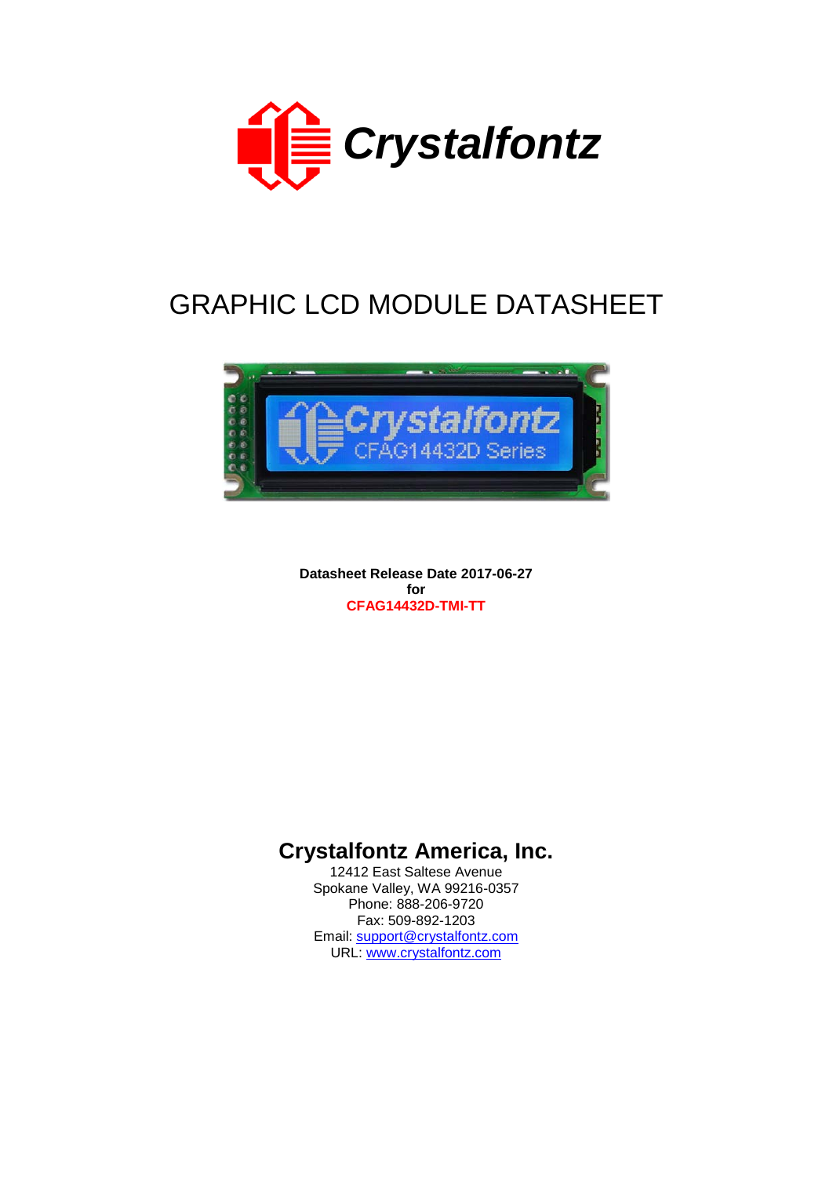# Crystalfontz

## GRAPHIC LCD MODULE DATASHEET

**Datasheet Release Date 2017-06-27**
**for**
**CFAG14432D-TMI-TT**

## Crystalfontz America, Inc.

12412 East Saltese Avenue
Spokane Valley, WA 99216-0357
Phone: 888-206-9720
Fax: 509-892-1203
Email: support@crystalfontz.com
URL: www.crystalfontz.com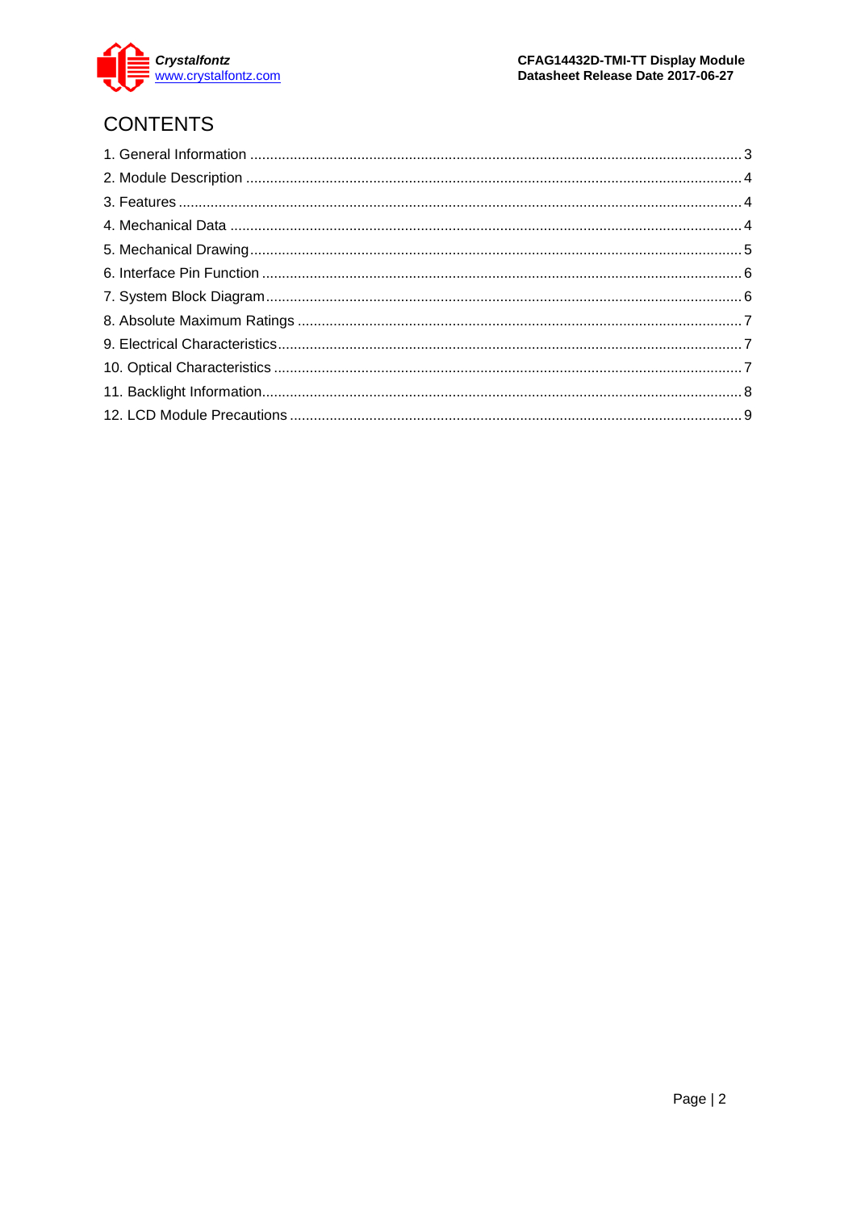# CONTENTS

1. General Information ........................................................................................................... 3
2. Module Description ........................................................................................................... 4
3. Features ........................................................................................................... 4
4. Mechanical Data ........................................................................................................... 4
5. Mechanical Drawing ........................................................................................................... 5
6. Interface Pin Function ........................................................................................................... 6
7. System Block Diagram ........................................................................................................... 6
8. Absolute Maximum Ratings ........................................................................................................... 7
9. Electrical Characteristics ........................................................................................................... 7
10. Optical Characteristics ........................................................................................................... 7
11. Backlight Information ........................................................................................................... 8
12. LCD Module Precautions ........................................................................................................... 9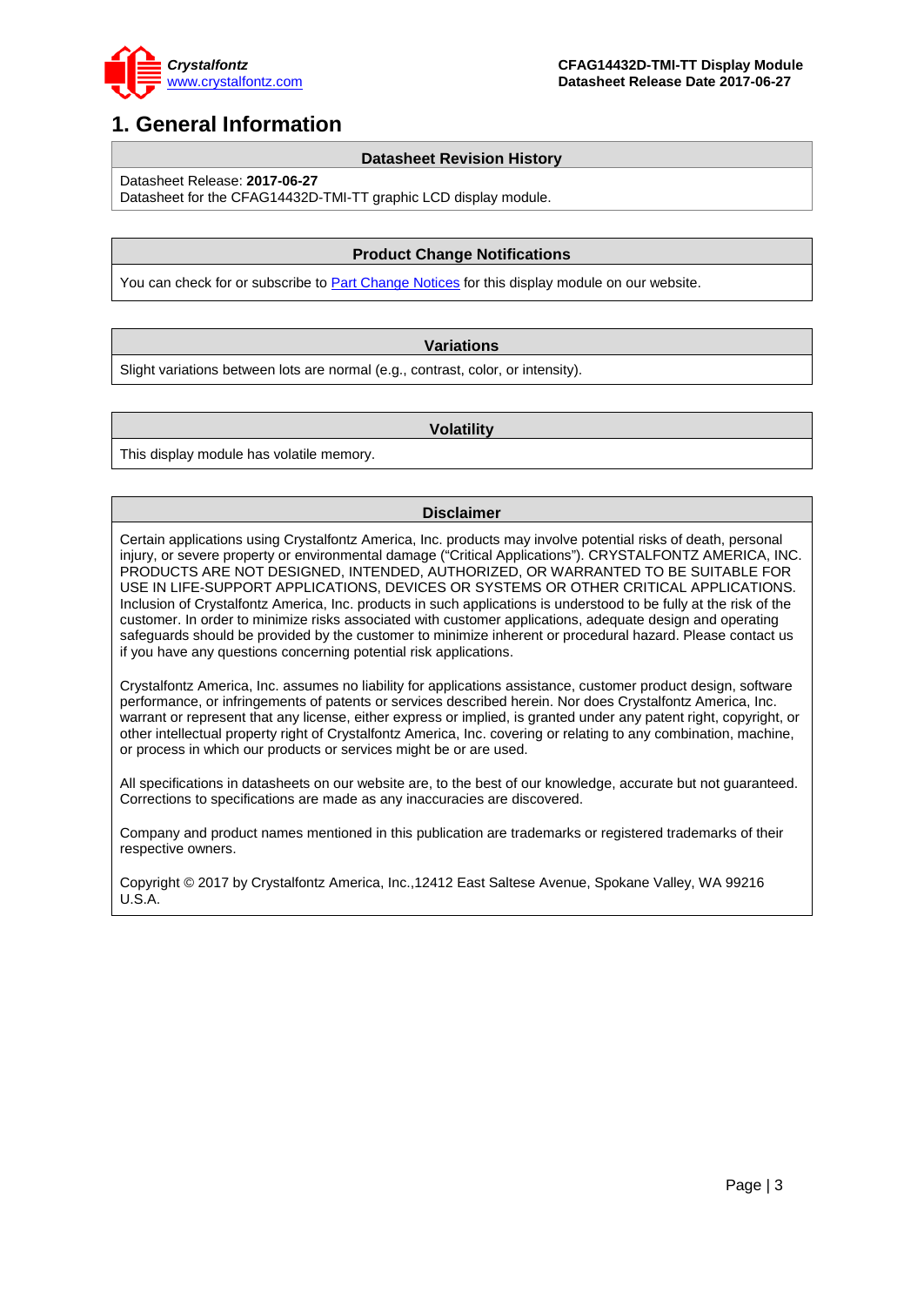# 1. General Information

| Datasheet Revision History |
| --- |
| Datasheet Release: **2017-06-27**<br>Datasheet for the CFAG14432D-TMI-TT graphic LCD display module. |

| Product Change Notifications |
| --- |
| You can check for or subscribe to Part Change Notices for this display module on our website. |

| Variations |
| --- |
| Slight variations between lots are normal (e.g., contrast, color, or intensity). |

| Volatility |
| --- |
| This display module has volatile memory. |

| Disclaimer |
| --- |
| Certain applications using Crystalfontz America, Inc. products may involve potential risks of death, personal injury, or severe property or environmental damage (“Critical Applications”). CRYSTALFONTZ AMERICA, INC. PRODUCTS ARE NOT DESIGNED, INTENDED, AUTHORIZED, OR WARRANTED TO BE SUITABLE FOR USE IN LIFE-SUPPORT APPLICATIONS, DEVICES OR SYSTEMS OR OTHER CRITICAL APPLICATIONS. Inclusion of Crystalfontz America, Inc. products in such applications is understood to be fully at the risk of the customer. In order to minimize risks associated with customer applications, adequate design and operating safeguards should be provided by the customer to minimize inherent or procedural hazard. Please contact us if you have any questions concerning potential risk applications.<br><br>Crystalfontz America, Inc. assumes no liability for applications assistance, customer product design, software performance, or infringements of patents or services described herein. Nor does Crystalfontz America, Inc. warrant or represent that any license, either express or implied, is granted under any patent right, copyright, or other intellectual property right of Crystalfontz America, Inc. covering or relating to any combination, machine, or process in which our products or services might be or are used.<br><br>All specifications in datasheets on our website are, to the best of our knowledge, accurate but not guaranteed. Corrections to specifications are made as any inaccuracies are discovered.<br><br>Company and product names mentioned in this publication are trademarks or registered trademarks of their respective owners.<br><br>Copyright © 2017 by Crystalfontz America, Inc.,12412 East Saltese Avenue, Spokane Valley, WA 99216 U.S.A. |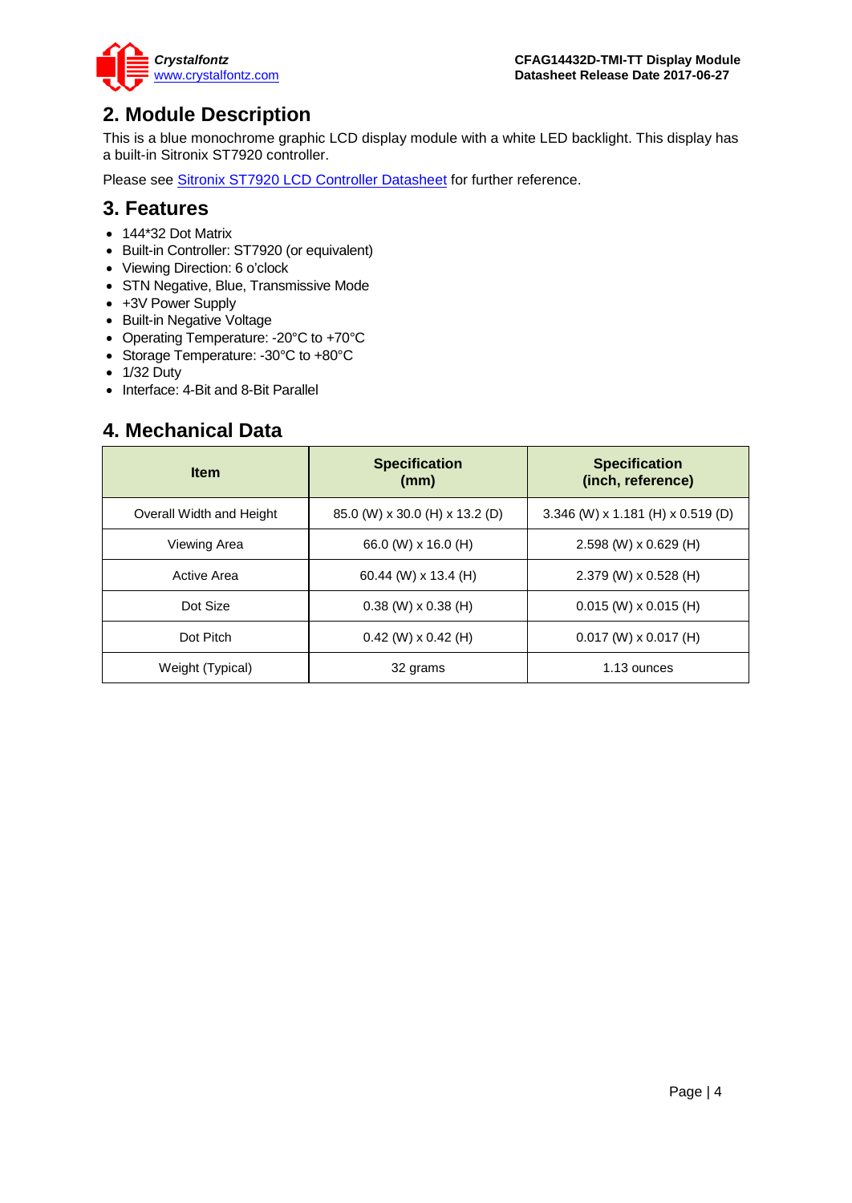## 2. Module Description

This is a blue monochrome graphic LCD display module with a white LED backlight. This display has a built-in Sitronix ST7920 controller.

Please see [Sitronix ST7920 LCD Controller Datasheet](#) for further reference.

## 3. Features

- 144*32 Dot Matrix
- Built-in Controller: ST7920 (or equivalent)
- Viewing Direction: 6 o'clock
- STN Negative, Blue, Transmissive Mode
- +3V Power Supply
- Built-in Negative Voltage
- Operating Temperature: -20°C to +70°C
- Storage Temperature: -30°C to +80°C
- 1/32 Duty
- Interface: 4-Bit and 8-Bit Parallel

## 4. Mechanical Data

| Item | Specification (mm) | Specification (inch, reference) |
|---|---|---|
| Overall Width and Height | 85.0 (W) x 30.0 (H) x 13.2 (D) | 3.346 (W) x 1.181 (H) x 0.519 (D) |
| Viewing Area | 66.0 (W) x 16.0 (H) | 2.598 (W) x 0.629 (H) |
| Active Area | 60.44 (W) x 13.4 (H) | 2.379 (W) x 0.528 (H) |
| Dot Size | 0.38 (W) x 0.38 (H) | 0.015 (W) x 0.015 (H) |
| Dot Pitch | 0.42 (W) x 0.42 (H) | 0.017 (W) x 0.017 (H) |
| Weight (Typical) | 32 grams | 1.13 ounces |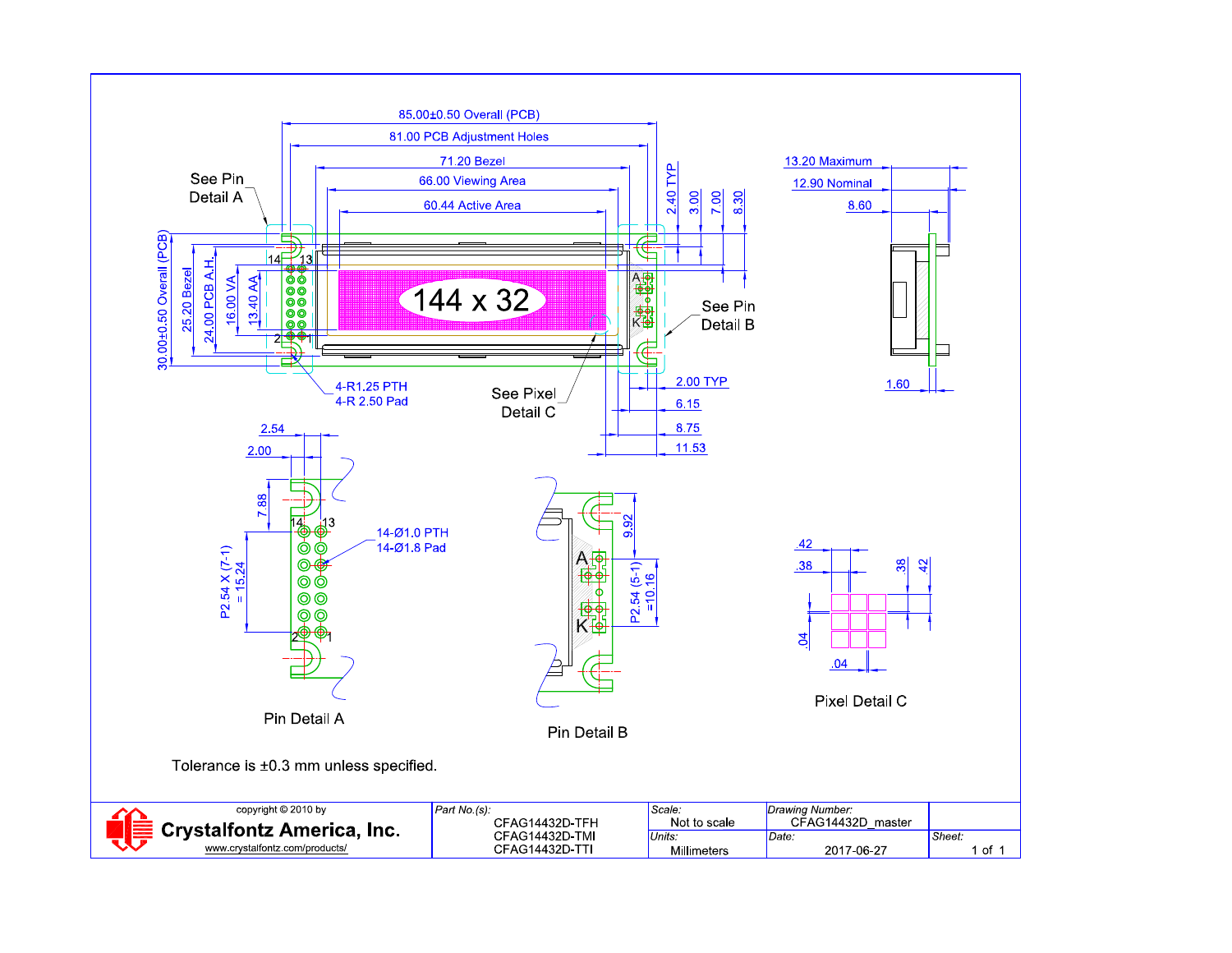85.00±0.50 Overall (PCB)

81.00 PCB Adjustment Holes

71.20 Bezel

66.00 Viewing Area

60.44 Active Area

See Pin Detail A

144 x 32

2.40 TYP

3.00

7.00

8.30

13.20 Maximum

12.90 Nominal

8.60

30.00±0.50 Overall (PCB)

25.20 Bezel

24.00 PCB A.H.

16.00 VA

13.40 AA

14 13

2 1

A

K

See Pin Detail B

4-R1.25 PTH

4-R 2.50 Pad

See Pixel Detail C

2.00 TYP

6.15

8.75

11.53

1.60

2.54

2.00

7.88

14 13

14-Ø1.0 PTH

14-Ø1.8 Pad

P2.54 X (7-1) = 15.24

2 1

Pin Detail A

9.92

P2.54 (5-1) =10.16

A

K

Pin Detail B

.42

.38

.38

.42

.04

.04

Pixel Detail C

Tolerance is ±0.3 mm unless specified.

| copyright © 2010 by Crystalfontz America, Inc. www.crystalfontz.com/products/ | Part No.(s): CFAG14432D-TFH CFAG14432D-TMI CFAG14432D-TTI | Scale: Not to scale | Drawing Number: CFAG14432D_master | |
|---|---|---|---|---|
| | | Units: Millimeters | Date: 2017-06-27 | Sheet: 1 of 1 |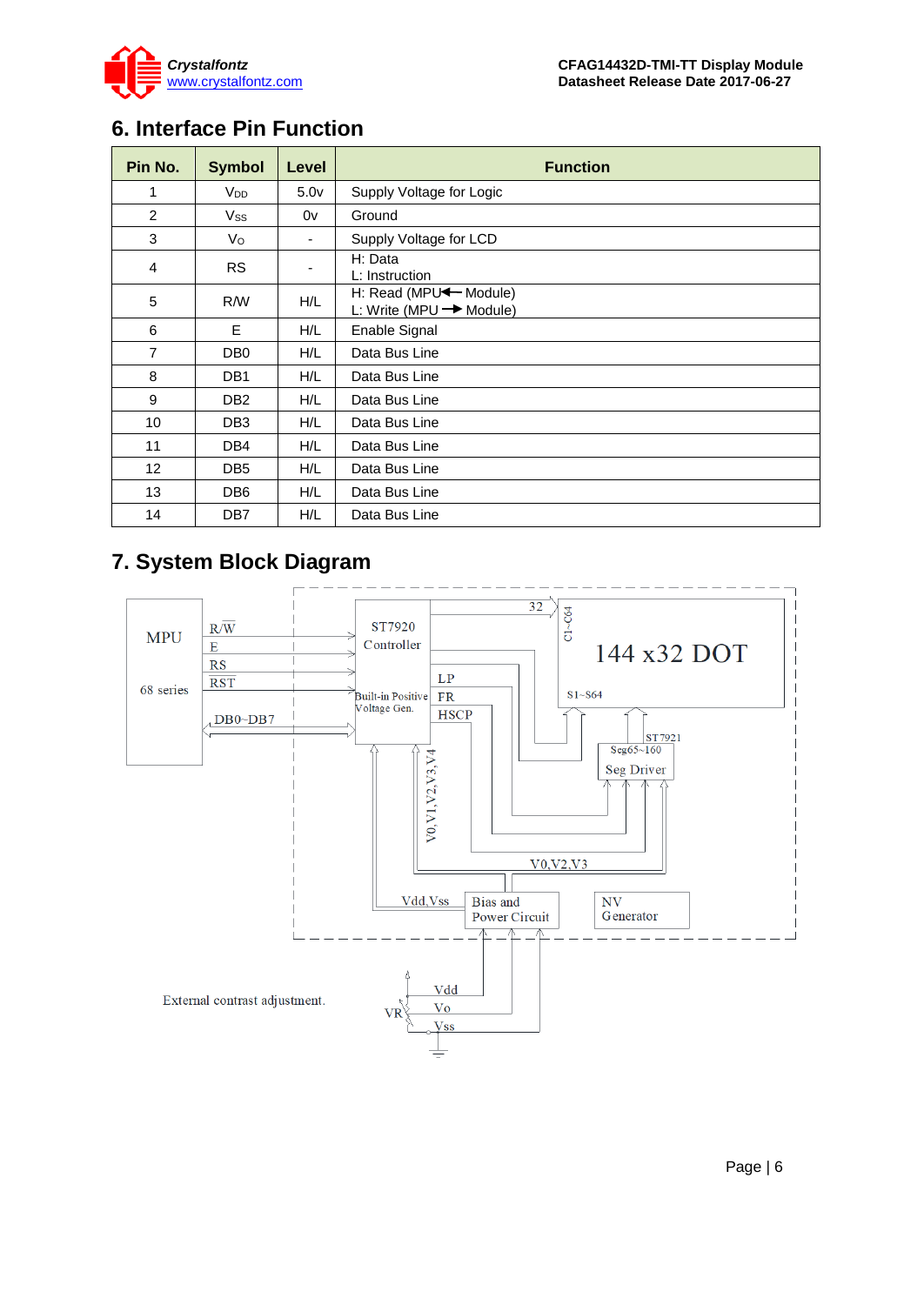## 6. Interface Pin Function

| Pin No. | Symbol | Level | Function |
|---|---|---|---|
| 1 | $V_{DD}$ | 5.0v | Supply Voltage for Logic |
| 2 | $V_{SS}$ | 0v | Ground |
| 3 | $V_O$ | - | Supply Voltage for LCD |
| 4 | RS | - | H: Data<br>L: Instruction |
| 5 | R/W | H/L | H: Read (MPU ← Module)<br>L: Write (MPU → Module) |
| 6 | E | H/L | Enable Signal |
| 7 | DB0 | H/L | Data Bus Line |
| 8 | DB1 | H/L | Data Bus Line |
| 9 | DB2 | H/L | Data Bus Line |
| 10 | DB3 | H/L | Data Bus Line |
| 11 | DB4 | H/L | Data Bus Line |
| 12 | DB5 | H/L | Data Bus Line |
| 13 | DB6 | H/L | Data Bus Line |
| 14 | DB7 | H/L | Data Bus Line |

## 7. System Block Diagram

MPU

68 series

R/W̄

E

RS

RST

DB0~DB7

ST7920 Controller

Built-in Positive Voltage Gen.

32

C1~C64

144 x32 DOT

S1~S64

LP

FR

HSCP

ST7921

Seg65~160

Seg Driver

V0,V1,V2,V3,V4

V0,V2,V3

Vdd,Vss

Bias and Power Circuit

NV Generator

External contrast adjustment.

VR

Vdd

Vo

Vss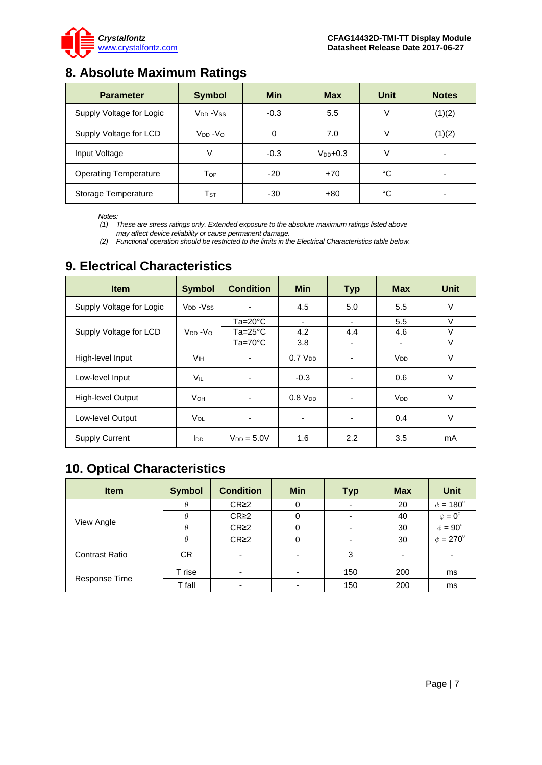## 8. Absolute Maximum Ratings

| Parameter | Symbol | Min | Max | Unit | Notes |
|---|---|---|---|---|---|
| Supply Voltage for Logic | $V_{DD}$ - $V_{SS}$ | -0.3 | 5.5 | V | (1)(2) |
| Supply Voltage for LCD | $V_{DD}$ - $V_{O}$ | 0 | 7.0 | V | (1)(2) |
| Input Voltage | $V_I$ | -0.3 | $V_{DD}$+0.3 | V | - |
| Operating Temperature | $T_{OP}$ | -20 | +70 | °C | - |
| Storage Temperature | $T_{ST}$ | -30 | +80 | °C | - |

*Notes:*

*(1) These are stress ratings only. Extended exposure to the absolute maximum ratings listed above may affect device reliability or cause permanent damage.*

*(2) Functional operation should be restricted to the limits in the Electrical Characteristics table below.*

## 9. Electrical Characteristics

| Item | Symbol | Condition | Min | Typ | Max | Unit |
|---|---|---|---|---|---|---|
| Supply Voltage for Logic | $V_{DD}$ - $V_{SS}$ | - | 4.5 | 5.0 | 5.5 | V |
| Supply Voltage for LCD | $V_{DD}$ - $V_{O}$ | Ta=20°C | - | - | 5.5 | V |
| | | Ta=25°C | 4.2 | 4.4 | 4.6 | V |
| | | Ta=70°C | 3.8 | - | - | V |
| High-level Input | $V_{IH}$ | - | 0.7 $V_{DD}$ | - | $V_{DD}$ | V |
| Low-level Input | $V_{IL}$ | - | -0.3 | - | 0.6 | V |
| High-level Output | $V_{OH}$ | - | 0.8 $V_{DD}$ | - | $V_{DD}$ | V |
| Low-level Output | $V_{OL}$ | - | - | - | 0.4 | V |
| Supply Current | $I_{DD}$ | $V_{DD}$ = 5.0V | 1.6 | 2.2 | 3.5 | mA |

## 10. Optical Characteristics

| Item | Symbol | Condition | Min | Typ | Max | Unit |
|---|---|---|---|---|---|---|
| View Angle | $\theta$ | CR≥2 | 0 | - | 20 | $\phi = 180^{\circ}$ |
| | $\theta$ | CR≥2 | 0 | - | 40 | $\phi = 0^{\circ}$ |
| | $\theta$ | CR≥2 | 0 | - | 30 | $\phi = 90^{\circ}$ |
| | $\theta$ | CR≥2 | 0 | - | 30 | $\phi = 270^{\circ}$ |
| Contrast Ratio | CR | - | - | 3 | - | - |
| Response Time | T rise | - | - | 150 | 200 | ms |
| | T fall | - | - | 150 | 200 | ms |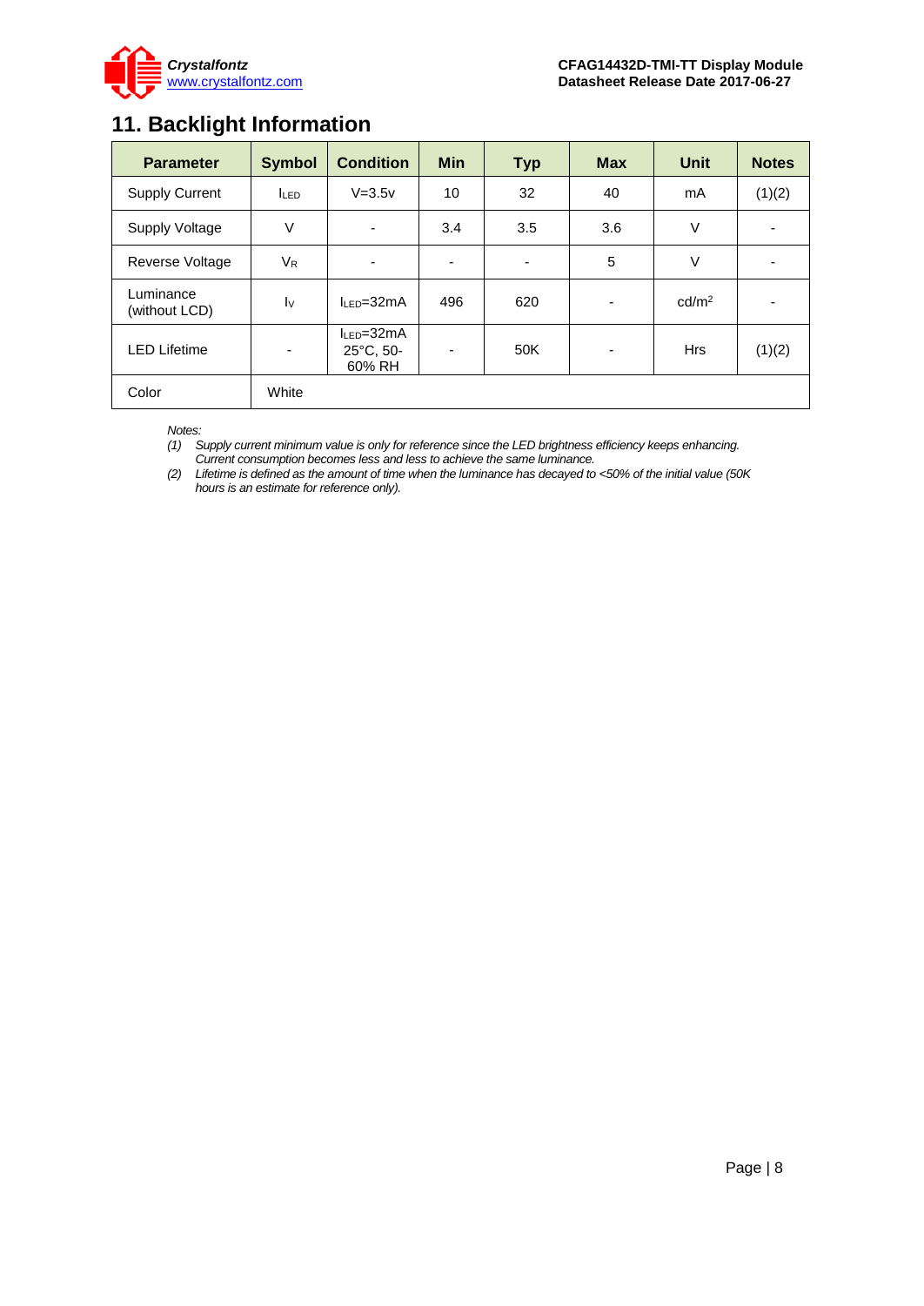## 11. Backlight Information

| Parameter | Symbol | Condition | Min | Typ | Max | Unit | Notes |
|---|---|---|---|---|---|---|---|
| Supply Current | $I_{LED}$ | V=3.5v | 10 | 32 | 40 | mA | (1)(2) |
| Supply Voltage | V | - | 3.4 | 3.5 | 3.6 | V | - |
| Reverse Voltage | $V_R$ | - | - | - | 5 | V | - |
| Luminance (without LCD) | $I_V$ | $I_{LED}$=32mA | 496 | 620 | - | cd/m$^2$ | - |
| LED Lifetime | - | $I_{LED}$=32mA 25°C, 50-60% RH | - | 50K | - | Hrs | (1)(2) |
| Color | White | | | | | | |

*Notes:*

*(1) Supply current minimum value is only for reference since the LED brightness efficiency keeps enhancing. Current consumption becomes less and less to achieve the same luminance.*

*(2) Lifetime is defined as the amount of time when the luminance has decayed to <50% of the initial value (50K hours is an estimate for reference only).*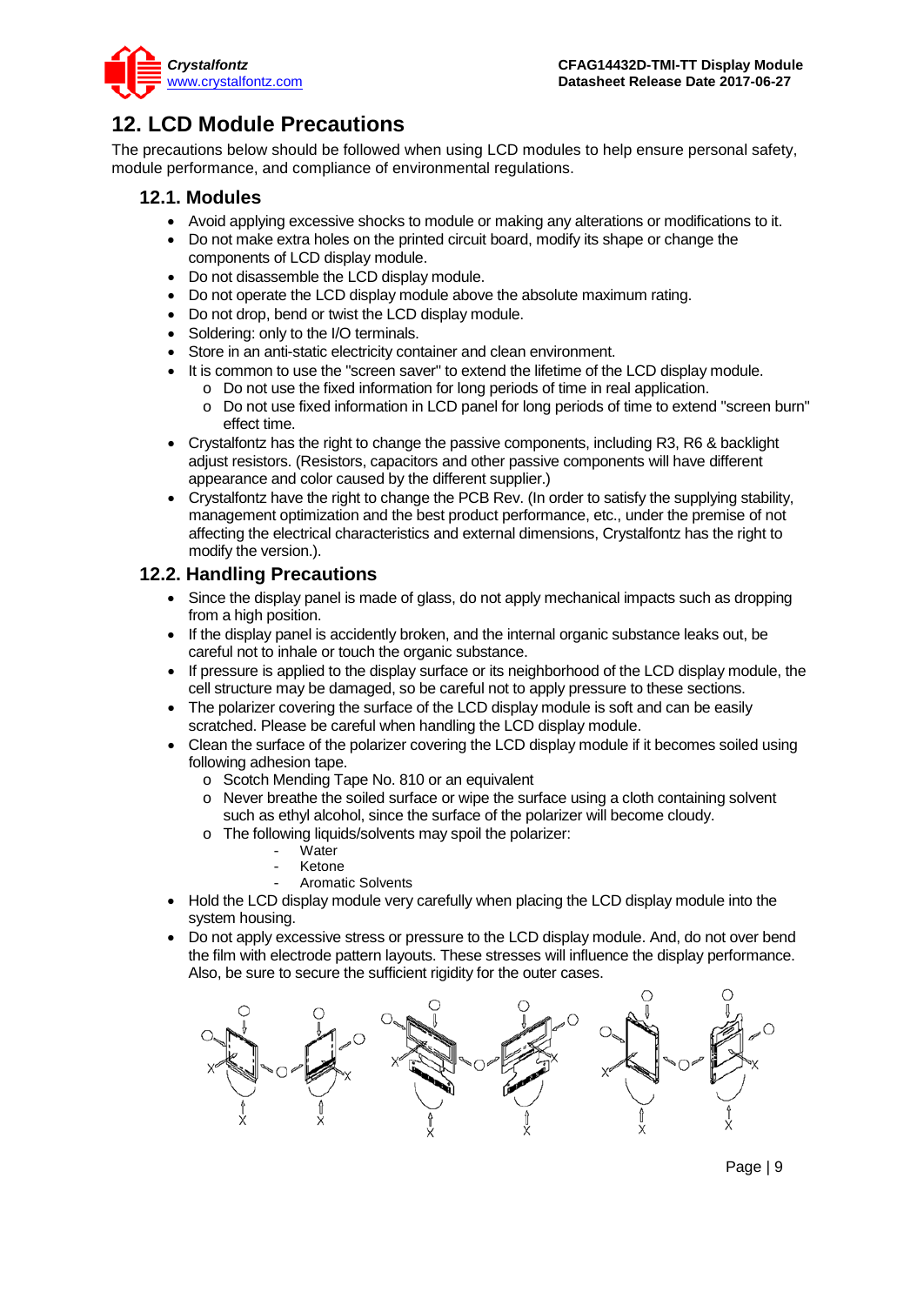# 12. LCD Module Precautions

The precautions below should be followed when using LCD modules to help ensure personal safety, module performance, and compliance of environmental regulations.

## 12.1. Modules

- Avoid applying excessive shocks to module or making any alterations or modifications to it.
- Do not make extra holes on the printed circuit board, modify its shape or change the components of LCD display module.
- Do not disassemble the LCD display module.
- Do not operate the LCD display module above the absolute maximum rating.
- Do not drop, bend or twist the LCD display module.
- Soldering: only to the I/O terminals.
- Store in an anti-static electricity container and clean environment.
- It is common to use the "screen saver" to extend the lifetime of the LCD display module.
  - Do not use the fixed information for long periods of time in real application.
  - Do not use fixed information in LCD panel for long periods of time to extend "screen burn" effect time.
- Crystalfontz has the right to change the passive components, including R3, R6 & backlight adjust resistors. (Resistors, capacitors and other passive components will have different appearance and color caused by the different supplier.)
- Crystalfontz have the right to change the PCB Rev. (In order to satisfy the supplying stability, management optimization and the best product performance, etc., under the premise of not affecting the electrical characteristics and external dimensions, Crystalfontz has the right to modify the version.).

## 12.2. Handling Precautions

- Since the display panel is made of glass, do not apply mechanical impacts such as dropping from a high position.
- If the display panel is accidently broken, and the internal organic substance leaks out, be careful not to inhale or touch the organic substance.
- If pressure is applied to the display surface or its neighborhood of the LCD display module, the cell structure may be damaged, so be careful not to apply pressure to these sections.
- The polarizer covering the surface of the LCD display module is soft and can be easily scratched. Please be careful when handling the LCD display module.
- Clean the surface of the polarizer covering the LCD display module if it becomes soiled using following adhesion tape.
  - Scotch Mending Tape No. 810 or an equivalent
  - Never breathe the soiled surface or wipe the surface using a cloth containing solvent such as ethyl alcohol, since the surface of the polarizer will become cloudy.
  - The following liquids/solvents may spoil the polarizer:
    - Water
    - Ketone
    - Aromatic Solvents
- Hold the LCD display module very carefully when placing the LCD display module into the system housing.
- Do not apply excessive stress or pressure to the LCD display module. And, do not over bend the film with electrode pattern layouts. These stresses will influence the display performance. Also, be sure to secure the sufficient rigidity for the outer cases.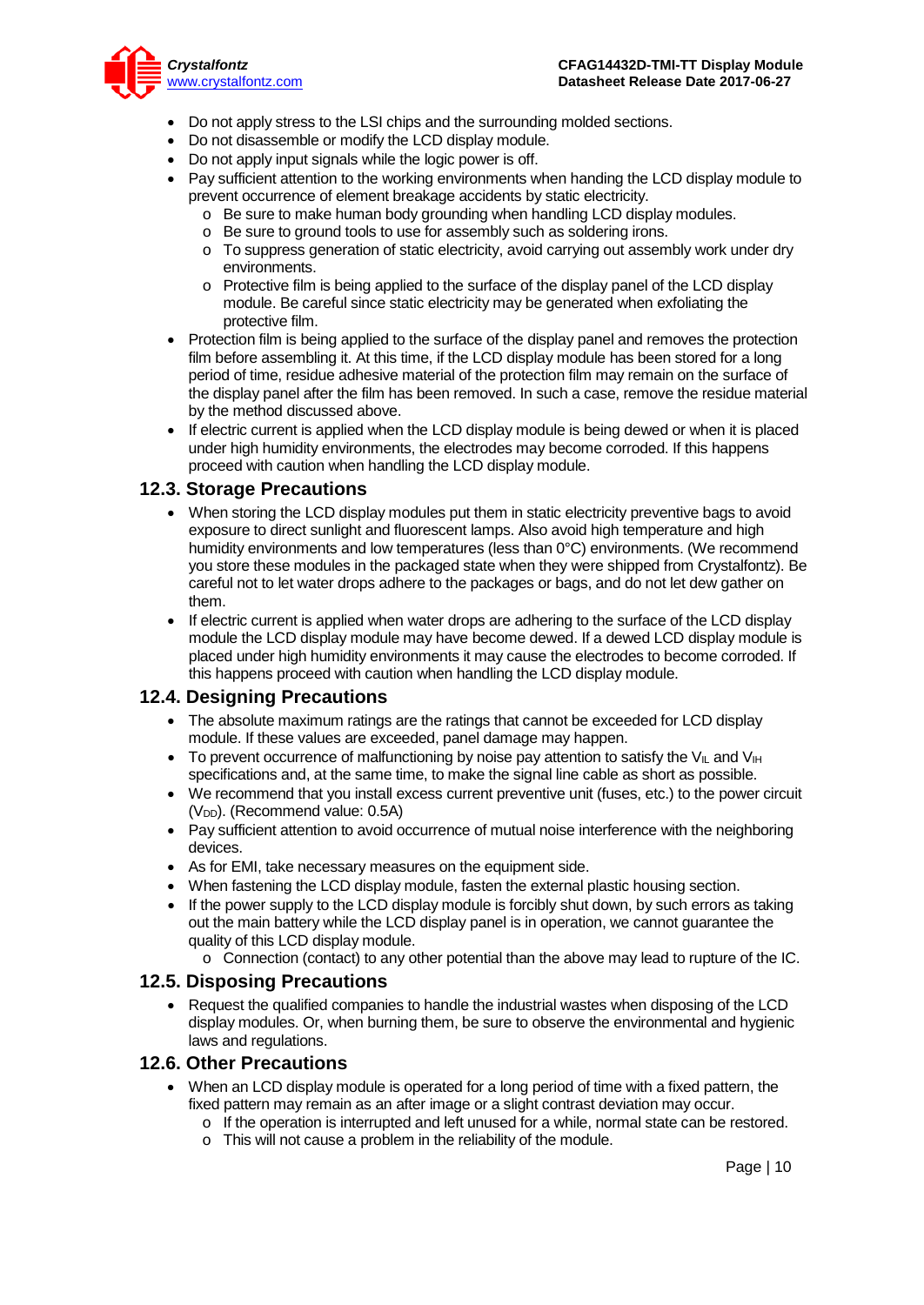- Do not apply stress to the LSI chips and the surrounding molded sections.
- Do not disassemble or modify the LCD display module.
- Do not apply input signals while the logic power is off.
- Pay sufficient attention to the working environments when handing the LCD display module to prevent occurrence of element breakage accidents by static electricity.
  - Be sure to make human body grounding when handling LCD display modules.
  - Be sure to ground tools to use for assembly such as soldering irons.
  - To suppress generation of static electricity, avoid carrying out assembly work under dry environments.
  - Protective film is being applied to the surface of the display panel of the LCD display module. Be careful since static electricity may be generated when exfoliating the protective film.
- Protection film is being applied to the surface of the display panel and removes the protection film before assembling it. At this time, if the LCD display module has been stored for a long period of time, residue adhesive material of the protection film may remain on the surface of the display panel after the film has been removed. In such a case, remove the residue material by the method discussed above.
- If electric current is applied when the LCD display module is being dewed or when it is placed under high humidity environments, the electrodes may become corroded. If this happens proceed with caution when handling the LCD display module.

## 12.3. Storage Precautions

- When storing the LCD display modules put them in static electricity preventive bags to avoid exposure to direct sunlight and fluorescent lamps. Also avoid high temperature and high humidity environments and low temperatures (less than 0°C) environments. (We recommend you store these modules in the packaged state when they were shipped from Crystalfontz). Be careful not to let water drops adhere to the packages or bags, and do not let dew gather on them.
- If electric current is applied when water drops are adhering to the surface of the LCD display module the LCD display module may have become dewed. If a dewed LCD display module is placed under high humidity environments it may cause the electrodes to become corroded. If this happens proceed with caution when handling the LCD display module.

## 12.4. Designing Precautions

- The absolute maximum ratings are the ratings that cannot be exceeded for LCD display module. If these values are exceeded, panel damage may happen.
- To prevent occurrence of malfunctioning by noise pay attention to satisfy the $V_{IL}$ and $V_{IH}$ specifications and, at the same time, to make the signal line cable as short as possible.
- We recommend that you install excess current preventive unit (fuses, etc.) to the power circuit ($V_{DD}$). (Recommend value: 0.5A)
- Pay sufficient attention to avoid occurrence of mutual noise interference with the neighboring devices.
- As for EMI, take necessary measures on the equipment side.
- When fastening the LCD display module, fasten the external plastic housing section.
- If the power supply to the LCD display module is forcibly shut down, by such errors as taking out the main battery while the LCD display panel is in operation, we cannot guarantee the quality of this LCD display module.
  - Connection (contact) to any other potential than the above may lead to rupture of the IC.

## 12.5. Disposing Precautions

- Request the qualified companies to handle the industrial wastes when disposing of the LCD display modules. Or, when burning them, be sure to observe the environmental and hygienic laws and regulations.

## 12.6. Other Precautions

- When an LCD display module is operated for a long period of time with a fixed pattern, the fixed pattern may remain as an after image or a slight contrast deviation may occur.
  - If the operation is interrupted and left unused for a while, normal state can be restored.
  - This will not cause a problem in the reliability of the module.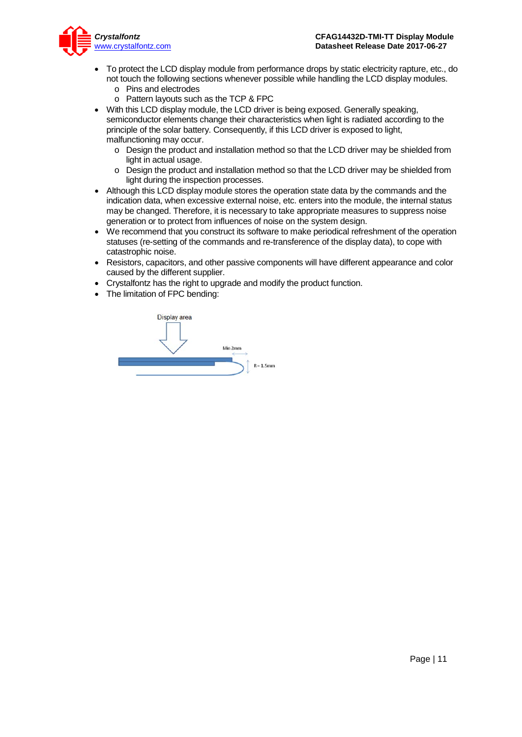- To protect the LCD display module from performance drops by static electricity rapture, etc., do not touch the following sections whenever possible while handling the LCD display modules.
  - Pins and electrodes
  - Pattern layouts such as the TCP & FPC
- With this LCD display module, the LCD driver is being exposed. Generally speaking, semiconductor elements change their characteristics when light is radiated according to the principle of the solar battery. Consequently, if this LCD driver is exposed to light, malfunctioning may occur.
  - Design the product and installation method so that the LCD driver may be shielded from light in actual usage.
  - Design the product and installation method so that the LCD driver may be shielded from light during the inspection processes.
- Although this LCD display module stores the operation state data by the commands and the indication data, when excessive external noise, etc. enters into the module, the internal status may be changed. Therefore, it is necessary to take appropriate measures to suppress noise generation or to protect from influences of noise on the system design.
- We recommend that you construct its software to make periodical refreshment of the operation statuses (re-setting of the commands and re-transference of the display data), to cope with catastrophic noise.
- Resistors, capacitors, and other passive components will have different appearance and color caused by the different supplier.
- Crystalfontz has the right to upgrade and modify the product function.
- The limitation of FPC bending:

Display area

Min 2mm

R= 1.5mm